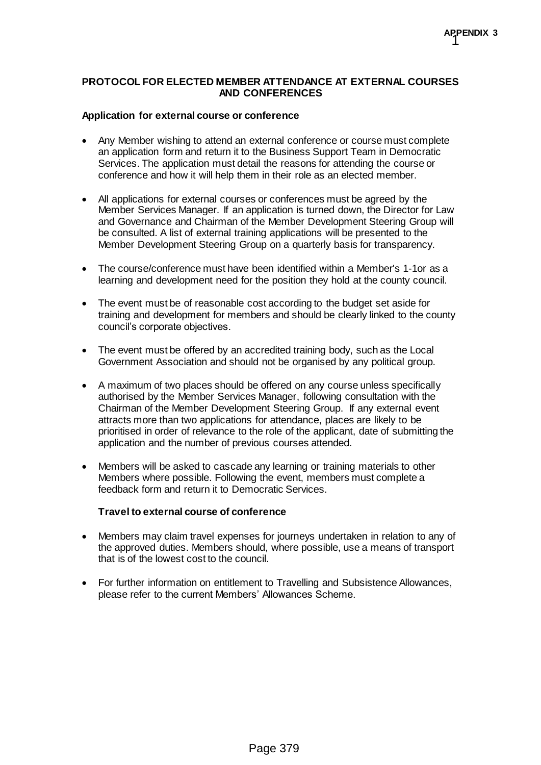APPENDIX 3

# PROTOCOL FOR ELECTED MEMBER ATTENDANCE AT EXTERNAL COURSES AND CONFERENCES

## Application for external course or conference

- Any Member wishing to attend an external conference or course must complete an application form and return it to the Business Support Team in Democratic Services. The application must detail the reasons for attending the course or conference and how it will help them in their role as an elected member.
- All applications for external courses or conferences must be agreed by the Member Services Manager. If an application is turned down, the Director for Law and Governance and Chairman of the Member Development Steering Group will be consulted. A list of external training applications will be presented to the Member Development Steering Group on a quarterly basis for transparency.
- The course/conference must have been identified within a Member's 1-1or as a learning and development need for the position they hold at the county council.
- The event must be of reasonable cost according to the budget set aside for training and development for members and should be clearly linked to the county council's corporate objectives.
- The event must be offered by an accredited training body, such as the Local Government Association and should not be organised by any political group.
- A maximum of two places should be offered on any course unless specifically authorised by the Member Services Manager, following consultation with the Chairman of the Member Development Steering Group. If any external event attracts more than two applications for attendance, places are likely to be prioritised in order of relevance to the role of the applicant, date of submitting the application and the number of previous courses attended.
- Members will be asked to cascade any learning or training materials to other Members where possible. Following the event, members must complete a feedback form and return it to Democratic Services.

## Travel to external course of conference

- Members may claim travel expenses for journeys undertaken in relation to any of the approved duties. Members should, where possible, use a means of transport that is of the lowest cost to the council.
- For further information on entitlement to Travelling and Subsistence Allowances, please refer to the current Members' Allowances Scheme.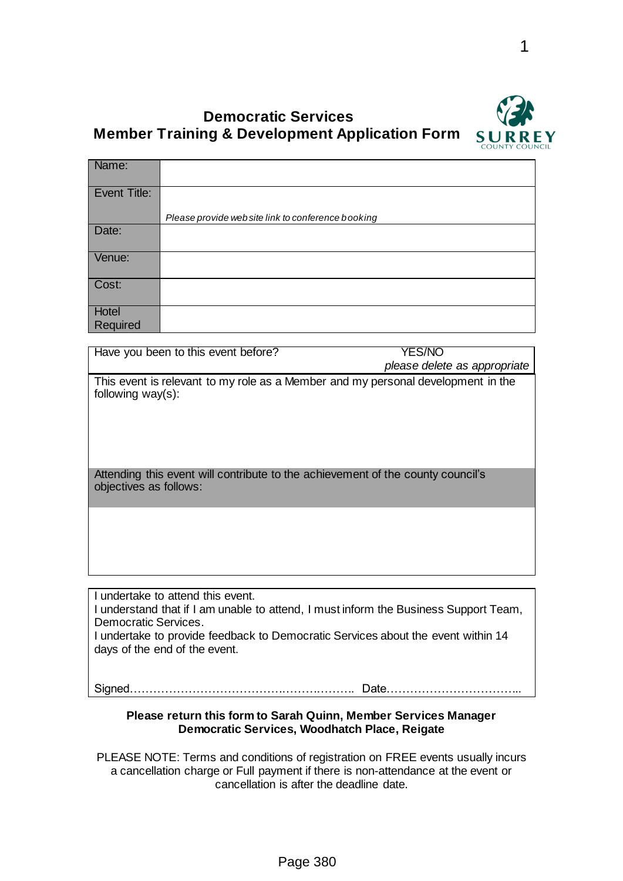# Democratic Services
## Member Training & Development Application Form

| | |
|---|---|
| Name: | |
| Event Title: | *Please provide web site link to conference booking* |
| Date: | |
| Venue: | |
| Cost: | |
| Hotel Required | |

| | |
|---|---|
| Have you been to this event before? | YES/NO *please delete as appropriate* |
| This event is relevant to my role as a Member and my personal development in the following way(s): | |
| Attending this event will contribute to the achievement of the county council's objectives as follows: | |

I undertake to attend this event.
I understand that if I am unable to attend, I must inform the Business Support Team, Democratic Services.
I undertake to provide feedback to Democratic Services about the event within 14 days of the end of the event.

Signed………………………………….…….……….. Date……………………………..

**Please return this form to Sarah Quinn, Member Services Manager Democratic Services, Woodhatch Place, Reigate**

PLEASE NOTE: Terms and conditions of registration on FREE events usually incurs a cancellation charge or Full payment if there is non-attendance at the event or cancellation is after the deadline date.